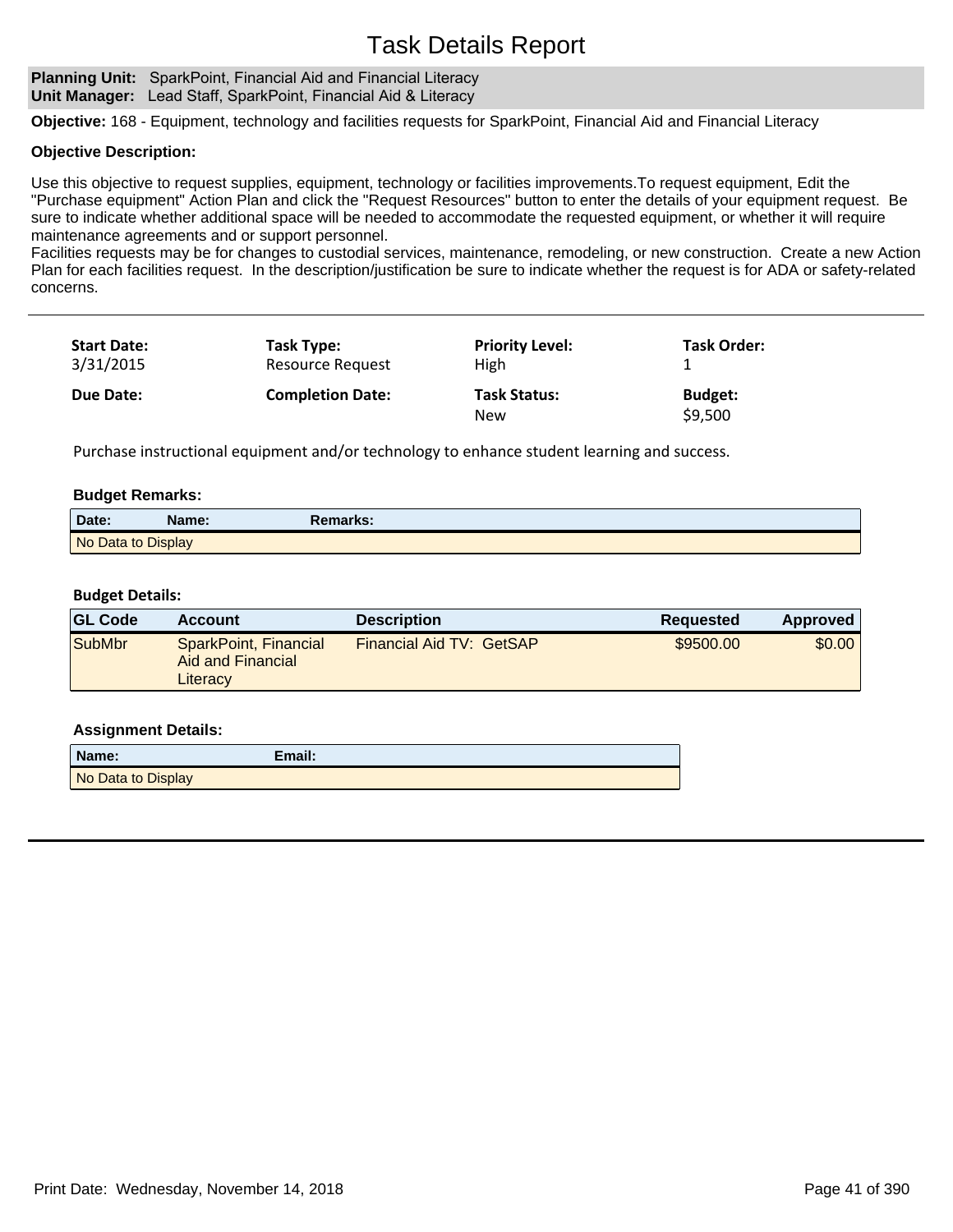# Task Details Report

**Planning Unit:** SparkPoint, Financial Aid and Financial Literacy
**Unit Manager:** Lead Staff, SparkPoint, Financial Aid & Literacy

**Objective:** 168 - Equipment, technology and facilities requests for SparkPoint, Financial Aid and Financial Literacy

**Objective Description:**

Use this objective to request supplies, equipment, technology or facilities improvements.To request equipment, Edit the "Purchase equipment" Action Plan and click the "Request Resources" button to enter the details of your equipment request. Be sure to indicate whether additional space will be needed to accommodate the requested equipment, or whether it will require maintenance agreements and or support personnel.
Facilities requests may be for changes to custodial services, maintenance, remodeling, or new construction. Create a new Action Plan for each facilities request. In the description/justification be sure to indicate whether the request is for ADA or safety-related concerns.

---

| Start Date: | Task Type: | Priority Level: | Task Order: |
|---|---|---|---|
| 3/31/2015 | Resource Request | High | 1 |
| **Due Date:** | **Completion Date:** | **Task Status:** | **Budget:** |
| | | New | $9,500 |

Purchase instructional equipment and/or technology to enhance student learning and success.

**Budget Remarks:**

| Date: | Name: | Remarks: |
|---|---|---|
| No Data to Display | | |

**Budget Details:**

| GL Code | Account | Description | Requested | Approved |
|---|---|---|---|---|
| SubMbr | SparkPoint, Financial Aid and Financial Literacy | Financial Aid TV: GetSAP | $9500.00 | $0.00 |

**Assignment Details:**

| Name: | Email: |
|---|---|
| No Data to Display | |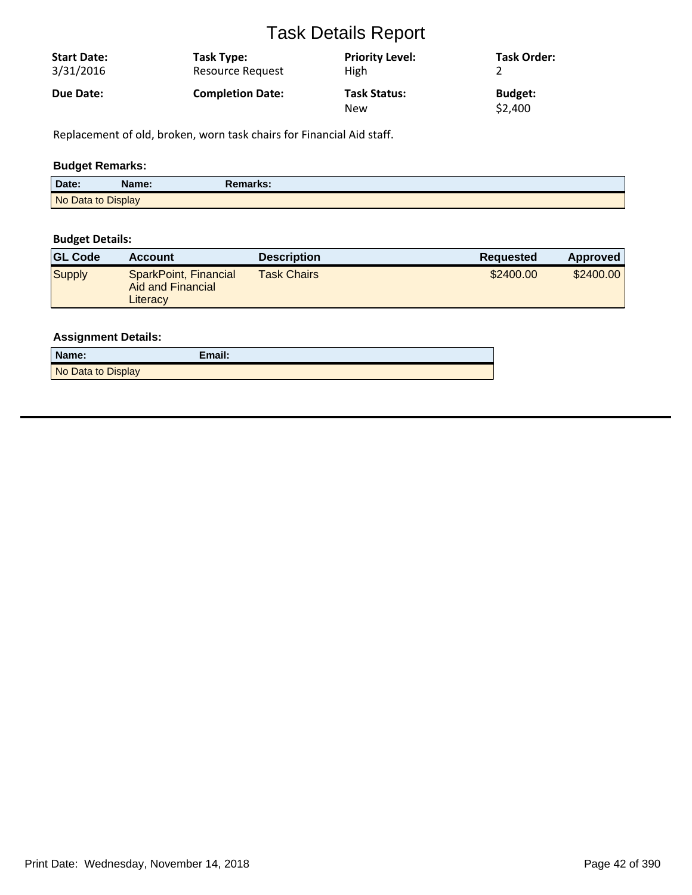# Task Details Report

| Start Date: | Task Type: | Priority Level: | Task Order: |
| --- | --- | --- | --- |
| 3/31/2016 | Resource Request | High | 2 |
| **Due Date:** | **Completion Date:** | **Task Status:** | **Budget:** |
| | | New | $2,400 |

Replacement of old, broken, worn task chairs for Financial Aid staff.

### Budget Remarks:

| Date: | Name: | Remarks: |
| --- | --- | --- |
| No Data to Display | | |

### Budget Details:

| GL Code | Account | Description | Requested | Approved |
| --- | --- | --- | --- | --- |
| Supply | SparkPoint, Financial Aid and Financial Literacy | Task Chairs | $2400.00 | $2400.00 |

### Assignment Details:

| Name: | Email: |
| --- | --- |
| No Data to Display | |

Print Date: Wednesday, November 14, 2018